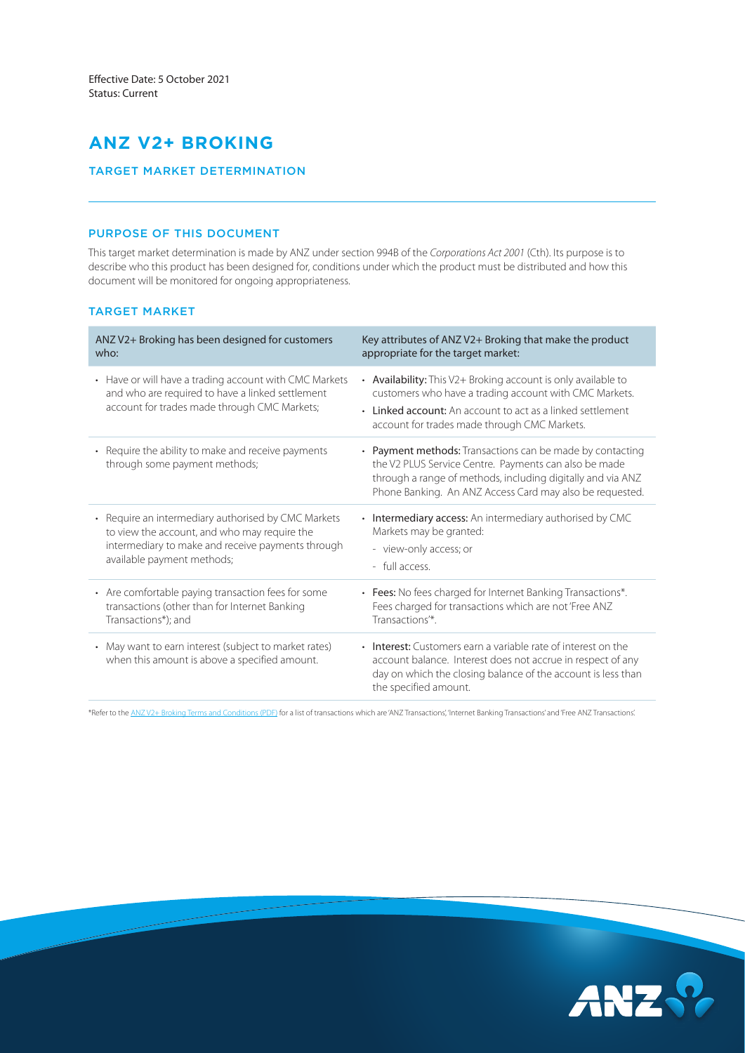Effective Date: 5 October 2021
Status: Current

# ANZ V2+ BROKING

## TARGET MARKET DETERMINATION

### PURPOSE OF THIS DOCUMENT

This target market determination is made by ANZ under section 994B of the *Corporations Act 2001* (Cth). Its purpose is to describe who this product has been designed for, conditions under which the product must be distributed and how this document will be monitored for ongoing appropriateness.

### TARGET MARKET

| ANZ V2+ Broking has been designed for customers who: | Key attributes of ANZ V2+ Broking that make the product appropriate for the target market: |
|---|---|
| • Have or will have a trading account with CMC Markets and who are required to have a linked settlement account for trades made through CMC Markets; | • **Availability:** This V2+ Broking account is only available to customers who have a trading account with CMC Markets. <br> • **Linked account:** An account to act as a linked settlement account for trades made through CMC Markets. |
| • Require the ability to make and receive payments through some payment methods; | • **Payment methods:** Transactions can be made by contacting the V2 PLUS Service Centre. Payments can also be made through a range of methods, including digitally and via ANZ Phone Banking. An ANZ Access Card may also be requested. |
| • Require an intermediary authorised by CMC Markets to view the account, and who may require the intermediary to make and receive payments through available payment methods; | • **Intermediary access:** An intermediary authorised by CMC Markets may be granted: <br> - view-only access; or <br> - full access. |
| • Are comfortable paying transaction fees for some transactions (other than for Internet Banking Transactions*); and | • **Fees:** No fees charged for Internet Banking Transactions*. Fees charged for transactions which are not 'Free ANZ Transactions'*. |
| • May want to earn interest (subject to market rates) when this amount is above a specified amount. | • **Interest:** Customers earn a variable rate of interest on the account balance. Interest does not accrue in respect of any day on which the closing balance of the account is less than the specified amount. |

*Refer to the ANZ V2+ Broking Terms and Conditions (PDF) for a list of transactions which are 'ANZ Transactions', 'Internet Banking Transactions' and 'Free ANZ Transactions'.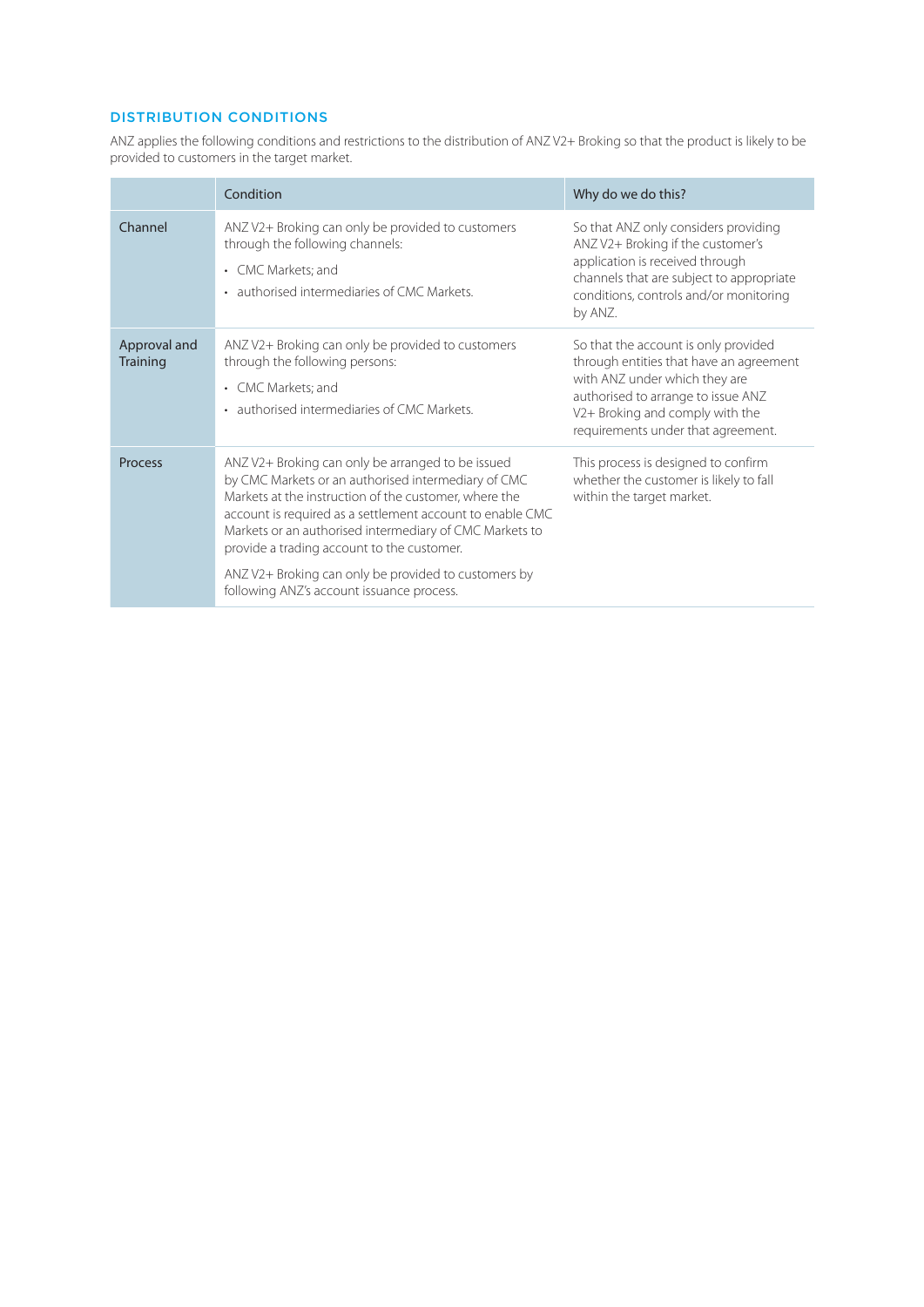## DISTRIBUTION CONDITIONS

ANZ applies the following conditions and restrictions to the distribution of ANZ V2+ Broking so that the product is likely to be provided to customers in the target market.

| | Condition | Why do we do this? |
|---|---|---|
| Channel | ANZ V2+ Broking can only be provided to customers through the following channels:<br>• CMC Markets; and<br>• authorised intermediaries of CMC Markets. | So that ANZ only considers providing ANZ V2+ Broking if the customer's application is received through channels that are subject to appropriate conditions, controls and/or monitoring by ANZ. |
| Approval and Training | ANZ V2+ Broking can only be provided to customers through the following persons:<br>• CMC Markets; and<br>• authorised intermediaries of CMC Markets. | So that the account is only provided through entities that have an agreement with ANZ under which they are authorised to arrange to issue ANZ V2+ Broking and comply with the requirements under that agreement. |
| Process | ANZ V2+ Broking can only be arranged to be issued by CMC Markets or an authorised intermediary of CMC Markets at the instruction of the customer, where the account is required as a settlement account to enable CMC Markets or an authorised intermediary of CMC Markets to provide a trading account to the customer.<br><br>ANZ V2+ Broking can only be provided to customers by following ANZ's account issuance process. | This process is designed to confirm whether the customer is likely to fall within the target market. |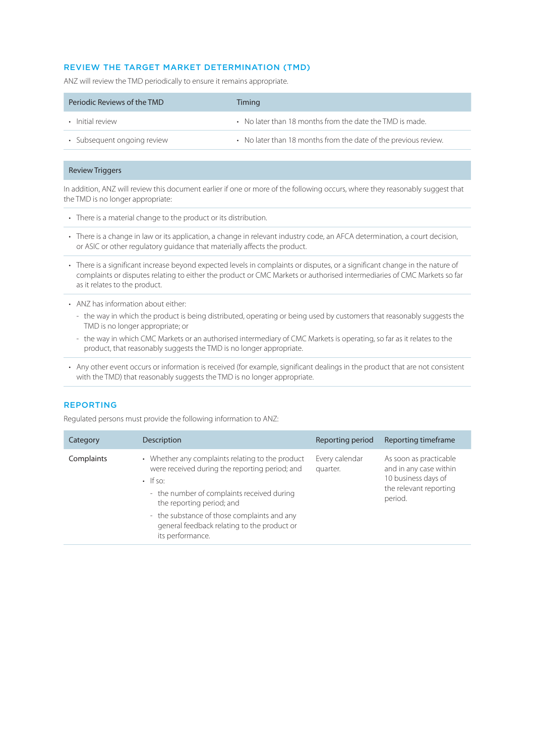## REVIEW THE TARGET MARKET DETERMINATION (TMD)

ANZ will review the TMD periodically to ensure it remains appropriate.

| Periodic Reviews of the TMD | Timing |
|---|---|
| • Initial review | • No later than 18 months from the date the TMD is made. |
| • Subsequent ongoing review | • No later than 18 months from the date of the previous review. |

### Review Triggers

In addition, ANZ will review this document earlier if one or more of the following occurs, where they reasonably suggest that the TMD is no longer appropriate:

- There is a material change to the product or its distribution.
- There is a change in law or its application, a change in relevant industry code, an AFCA determination, a court decision, or ASIC or other regulatory guidance that materially affects the product.
- There is a significant increase beyond expected levels in complaints or disputes, or a significant change in the nature of complaints or disputes relating to either the product or CMC Markets or authorised intermediaries of CMC Markets so far as it relates to the product.
- ANZ has information about either:
  - the way in which the product is being distributed, operating or being used by customers that reasonably suggests the TMD is no longer appropriate; or
  - the way in which CMC Markets or an authorised intermediary of CMC Markets is operating, so far as it relates to the product, that reasonably suggests the TMD is no longer appropriate.
- Any other event occurs or information is received (for example, significant dealings in the product that are not consistent with the TMD) that reasonably suggests the TMD is no longer appropriate.

## REPORTING

Regulated persons must provide the following information to ANZ:

| Category | Description | Reporting period | Reporting timeframe |
|---|---|---|---|
| Complaints | • Whether any complaints relating to the product were received during the reporting period; and<br>• If so:<br>- the number of complaints received during the reporting period; and<br>- the substance of those complaints and any general feedback relating to the product or its performance. | Every calendar quarter. | As soon as practicable and in any case within 10 business days of the relevant reporting period. |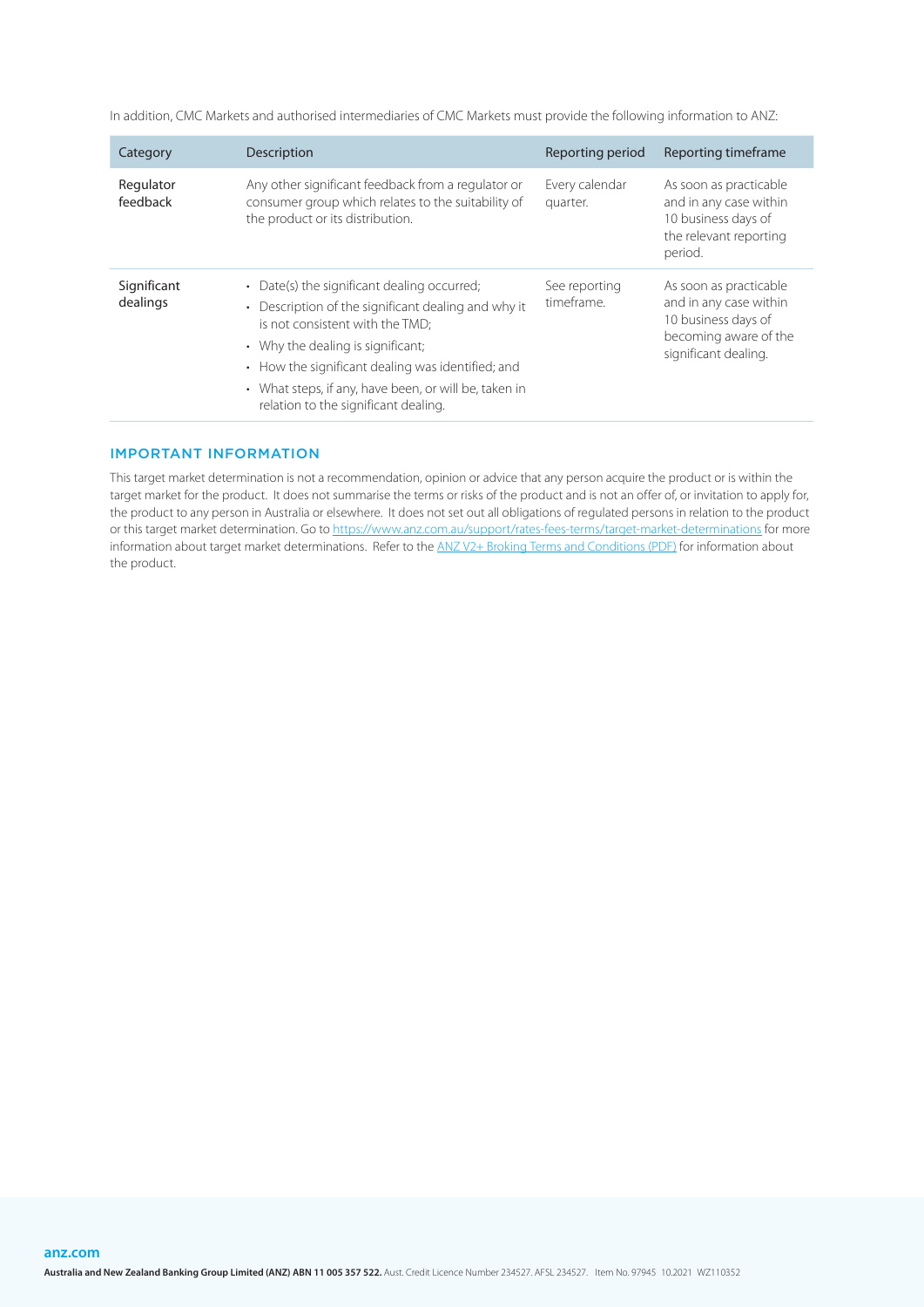In addition, CMC Markets and authorised intermediaries of CMC Markets must provide the following information to ANZ:

| Category | Description | Reporting period | Reporting timeframe |
|---|---|---|---|
| Regulator feedback | Any other significant feedback from a regulator or consumer group which relates to the suitability of the product or its distribution. | Every calendar quarter. | As soon as practicable and in any case within 10 business days of the relevant reporting period. |
| Significant dealings | • Date(s) the significant dealing occurred;<br>• Description of the significant dealing and why it is not consistent with the TMD;<br>• Why the dealing is significant;<br>• How the significant dealing was identified; and<br>• What steps, if any, have been, or will be, taken in relation to the significant dealing. | See reporting timeframe. | As soon as practicable and in any case within 10 business days of becoming aware of the significant dealing. |

## IMPORTANT INFORMATION

This target market determination is not a recommendation, opinion or advice that any person acquire the product or is within the target market for the product. It does not summarise the terms or risks of the product and is not an offer of, or invitation to apply for, the product to any person in Australia or elsewhere. It does not set out all obligations of regulated persons in relation to the product or this target market determination. Go to https://www.anz.com.au/support/rates-fees-terms/target-market-determinations for more information about target market determinations. Refer to the ANZ V2+ Broking Terms and Conditions (PDF) for information about the product.

anz.com

**Australia and New Zealand Banking Group Limited (ANZ) ABN 11 005 357 522.** Aust. Credit Licence Number 234527. AFSL 234527. Item No. 97945 10.2021 WZ110352